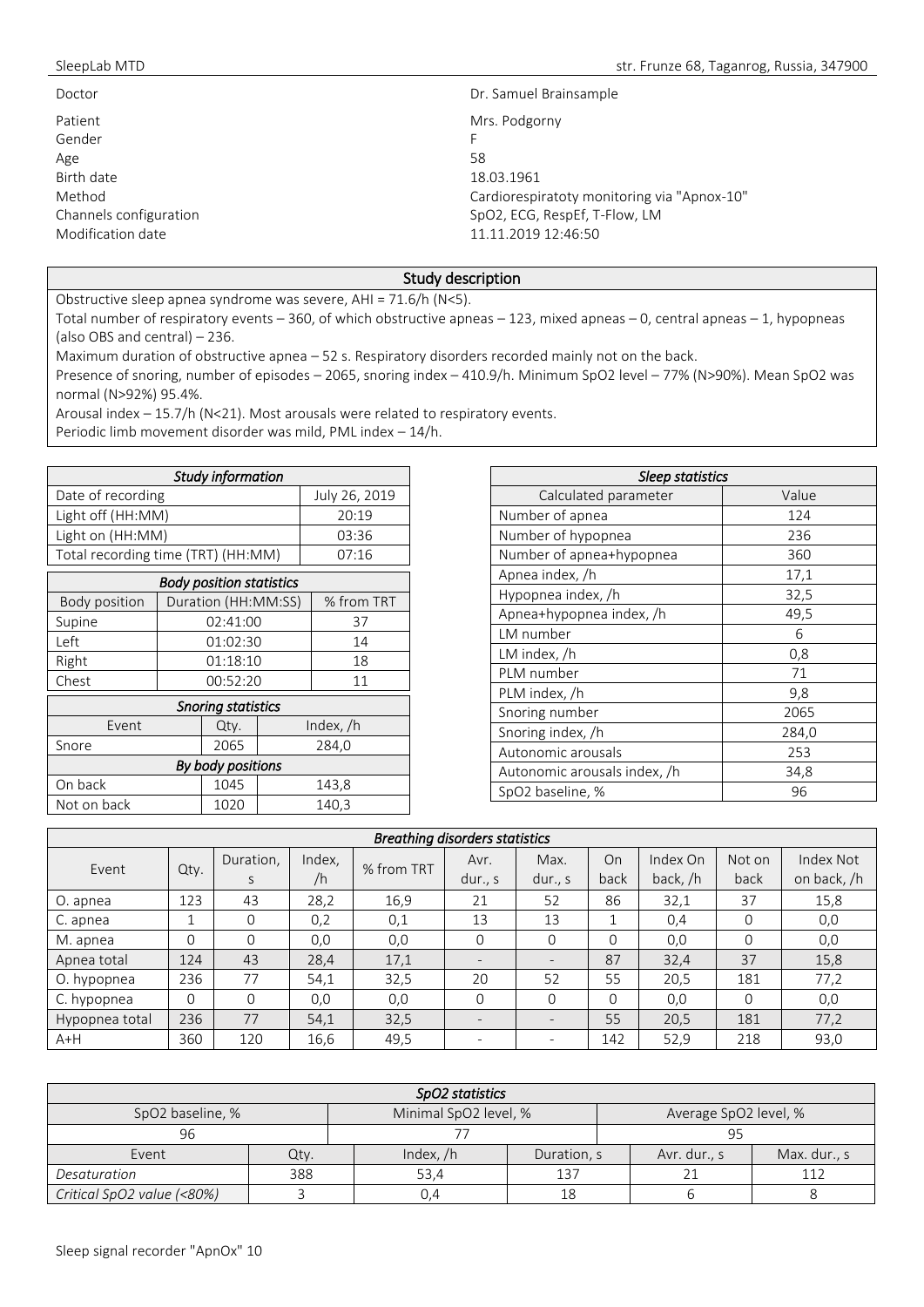SleepLab MTD str. Frunze 68, Taganrog, Russia, 347900

| | |
|---|---|
| Doctor | Dr. Samuel Brainsample |
| Patient | Mrs. Podgorny |
| Gender | F |
| Age | 58 |
| Birth date | 18.03.1961 |
| Method | Cardiorespiratoty monitoring via "Apnox-10" |
| Channels configuration | SpO2, ECG, RespEf, T-Flow, LM |
| Modification date | 11.11.2019 12:46:50 |

## Study description

Obstructive sleep apnea syndrome was severe, AHI = 71.6/h (N<5).

Total number of respiratory events – 360, of which obstructive apneas – 123, mixed apneas – 0, central apneas – 1, hypopneas (also OBS and central) – 236.

Maximum duration of obstructive apnea – 52 s. Respiratory disorders recorded mainly not on the back.

Presence of snoring, number of episodes – 2065, snoring index – 410.9/h. Minimum SpO2 level – 77% (N>90%). Mean SpO2 was normal (N>92%) 95.4%.

Arousal index – 15.7/h (N<21). Most arousals were related to respiratory events.

Periodic limb movement disorder was mild, PML index – 14/h.

| *Study information* | |
|---|---|
| Date of recording | July 26, 2019 |
| Light off (HH:MM) | 20:19 |
| Light on (HH:MM) | 03:36 |
| Total recording time (TRT) (HH:MM) | 07:16 |

| *Body position statistics* | | |
|---|---|---|
| Body position | Duration (HH:MM:SS) | % from TRT |
| Supine | 02:41:00 | 37 |
| Left | 01:02:30 | 14 |
| Right | 01:18:10 | 18 |
| Chest | 00:52:20 | 11 |

| *Snoring statistics* | | |
|---|---|---|
| Event | Qty. | Index, /h |
| Snore | 2065 | 284,0 |
| *By body positions* | | |
| On back | 1045 | 143,8 |
| Not on back | 1020 | 140,3 |

| *Sleep statistics* | |
|---|---|
| Calculated parameter | Value |
| Number of apnea | 124 |
| Number of hypopnea | 236 |
| Number of apnea+hypopnea | 360 |
| Apnea index, /h | 17,1 |
| Hypopnea index, /h | 32,5 |
| Apnea+hypopnea index, /h | 49,5 |
| LM number | 6 |
| LM index, /h | 0,8 |
| PLM number | 71 |
| PLM index, /h | 9,8 |
| Snoring number | 2065 |
| Snoring index, /h | 284,0 |
| Autonomic arousals | 253 |
| Autonomic arousals index, /h | 34,8 |
| SpO2 baseline, % | 96 |

| *Breathing disorders statistics* | | | | | | | | | | |
|---|---|---|---|---|---|---|---|---|---|---|
| Event | Qty. | Duration, s | Index, /h | % from TRT | Avr. dur., s | Max. dur., s | On back | Index On back, /h | Not on back | Index Not on back, /h |
| O. apnea | 123 | 43 | 28,2 | 16,9 | 21 | 52 | 86 | 32,1 | 37 | 15,8 |
| C. apnea | 1 | 0 | 0,2 | 0,1 | 13 | 13 | 1 | 0,4 | 0 | 0,0 |
| M. apnea | 0 | 0 | 0,0 | 0,0 | 0 | 0 | 0 | 0,0 | 0 | 0,0 |
| Apnea total | 124 | 43 | 28,4 | 17,1 | - | - | 87 | 32,4 | 37 | 15,8 |
| O. hypopnea | 236 | 77 | 54,1 | 32,5 | 20 | 52 | 55 | 20,5 | 181 | 77,2 |
| C. hypopnea | 0 | 0 | 0,0 | 0,0 | 0 | 0 | 0 | 0,0 | 0 | 0,0 |
| Hypopnea total | 236 | 77 | 54,1 | 32,5 | - | - | 55 | 20,5 | 181 | 77,2 |
| A+H | 360 | 120 | 16,6 | 49,5 | - | - | 142 | 52,9 | 218 | 93,0 |

| *SpO2 statistics* | | | | | |
|---|---|---|---|---|---|
| SpO2 baseline, % | | Minimal SpO2 level, % | | Average SpO2 level, % | |
| 96 | | 77 | | 95 | |
| Event | Qty. | Index, /h | Duration, s | Avr. dur., s | Max. dur., s |
| *Desaturation* | 388 | 53,4 | 137 | 21 | 112 |
| *Critical SpO2 value (<80%)* | 3 | 0,4 | 18 | 6 | 8 |

Sleep signal recorder "ApnOx" 10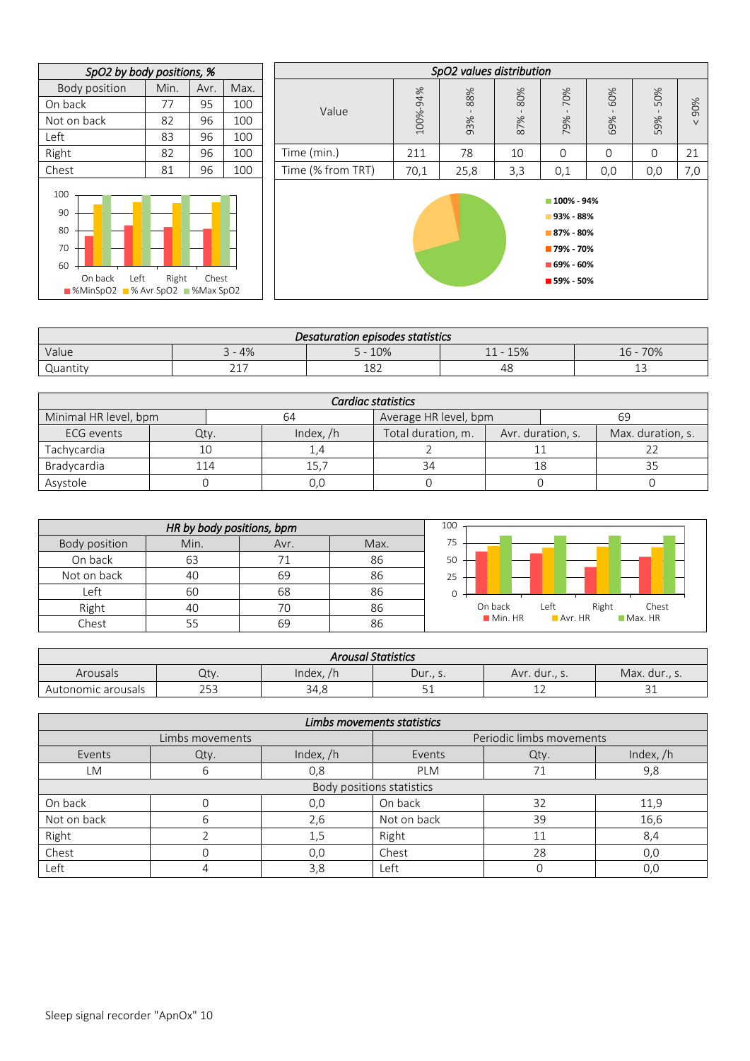| *SpO2 by body positions, %* | | | |
|---|---|---|---|
| Body position | Min. | Avr. | Max. |
| On back | 77 | 95 | 100 |
| Not on back | 82 | 96 | 100 |
| Left | 83 | 96 | 100 |
| Right | 82 | 96 | 100 |
| Chest | 81 | 96 | 100 |

100
90
80
70
60
On back Left Right Chest
%MinSpO2 % Avr SpO2 %Max SpO2

| *SpO2 values distribution* | | | | | | | |
|---|---|---|---|---|---|---|---|
| Value | 100%-94% | 93% - 88% | 87% - 80% | 79% - 70% | 69% - 60% | 59% - 50% | < 90% |
| Time (min.) | 211 | 78 | 10 | 0 | 0 | 0 | 21 |
| Time (% from TRT) | 70,1 | 25,8 | 3,3 | 0,1 | 0,0 | 0,0 | 7,0 |

100% - 94%
93% - 88%
87% - 80%
79% - 70%
69% - 60%
59% - 50%

| *Desaturation episodes statistics* | | | | |
|---|---|---|---|---|
| Value | 3 - 4% | 5 - 10% | 11 - 15% | 16 - 70% |
| Quantity | 217 | 182 | 48 | 13 |

| *Cardiac statistics* | | | | | |
|---|---|---|---|---|---|
| Minimal HR level, bpm | 64 | | Average HR level, bpm | 69 | |
| ECG events | Qty. | Index, /h | Total duration, m. | Avr. duration, s. | Max. duration, s. |
| Tachycardia | 10 | 1,4 | 2 | 11 | 22 |
| Bradycardia | 114 | 15,7 | 34 | 18 | 35 |
| Asystole | 0 | 0,0 | 0 | 0 | 0 |

| *HR by body positions, bpm* | | | |
|---|---|---|---|
| Body position | Min. | Avr. | Max. |
| On back | 63 | 71 | 86 |
| Not on back | 40 | 69 | 86 |
| Left | 60 | 68 | 86 |
| Right | 40 | 70 | 86 |
| Chest | 55 | 69 | 86 |

100
75
50
25
0
On back Left Right Chest
Min. HR Avr. HR Max. HR

| *Arousal Statistics* | | | | | |
|---|---|---|---|---|---|
| Arousals | Qty. | Index, /h | Dur., s. | Avr. dur., s. | Max. dur., s. |
| Autonomic arousals | 253 | 34,8 | 51 | 12 | 31 |

| *Limbs movements statistics* | | | | | |
|---|---|---|---|---|---|
| Limbs movements | | | Periodic limbs movements | | |
| Events | Qty. | Index, /h | Events | Qty. | Index, /h |
| LM | 6 | 0,8 | PLM | 71 | 9,8 |
| Body positions statistics | | | | | |
| On back | 0 | 0,0 | On back | 32 | 11,9 |
| Not on back | 6 | 2,6 | Not on back | 39 | 16,6 |
| Right | 2 | 1,5 | Right | 11 | 8,4 |
| Chest | 0 | 0,0 | Chest | 28 | 0,0 |
| Left | 4 | 3,8 | Left | 0 | 0,0 |

Sleep signal recorder "ApnOx" 10